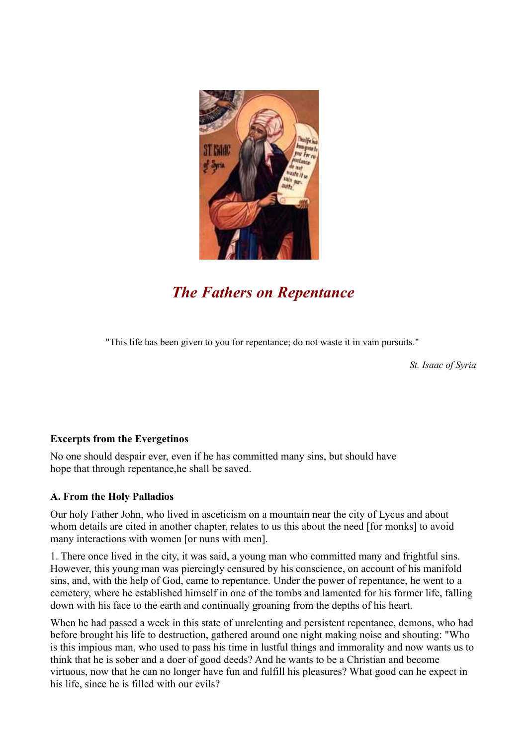# *The Fathers on Repentance*

"This life has been given to you for repentance; do not waste it in vain pursuits."

*St. Isaac of Syria*

**Excerpts from the Evergetinos**

No one should despair ever, even if he has committed many sins, but should have hope that through repentance,he shall be saved.

**A. From the Holy Palladios**

Our holy Father John, who lived in asceticism on a mountain near the city of Lycus and about whom details are cited in another chapter, relates to us this about the need [for monks] to avoid many interactions with women [or nuns with men].

1. There once lived in the city, it was said, a young man who committed many and frightful sins. However, this young man was piercingly censured by his conscience, on account of his manifold sins, and, with the help of God, came to repentance. Under the power of repentance, he went to a cemetery, where he established himself in one of the tombs and lamented for his former life, falling down with his face to the earth and continually groaning from the depths of his heart.

When he had passed a week in this state of unrelenting and persistent repentance, demons, who had before brought his life to destruction, gathered around one night making noise and shouting: "Who is this impious man, who used to pass his time in lustful things and immorality and now wants us to think that he is sober and a doer of good deeds? And he wants to be a Christian and become virtuous, now that he can no longer have fun and fulfill his pleasures? What good can he expect in his life, since he is filled with our evils?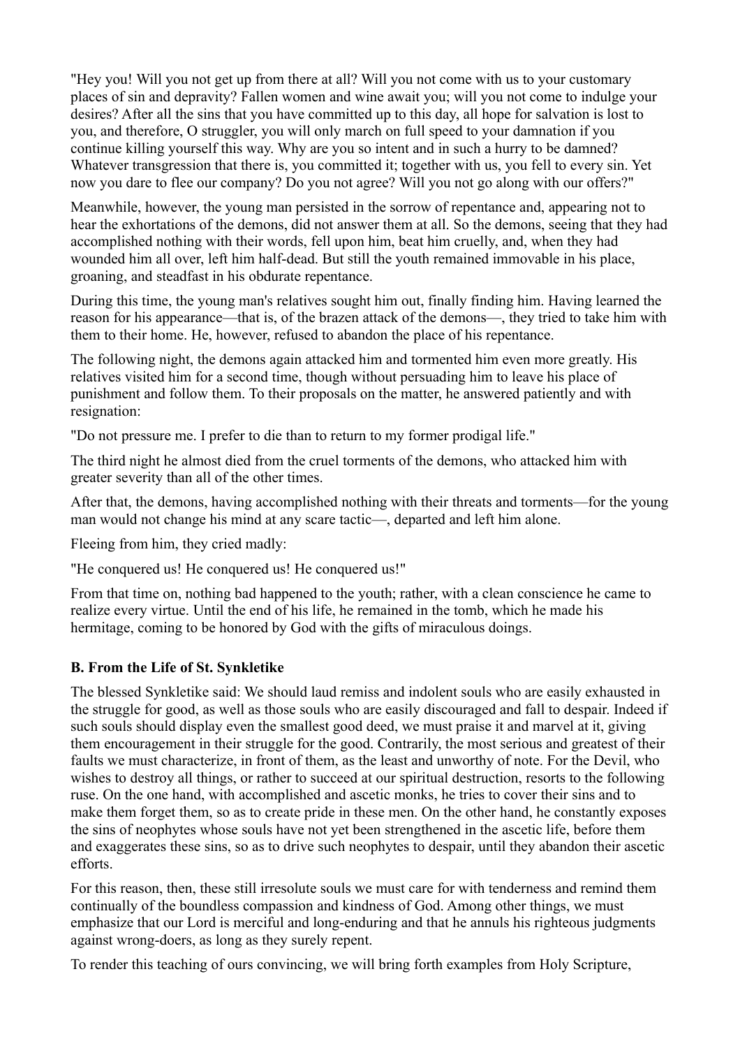"Hey you! Will you not get up from there at all? Will you not come with us to your customary places of sin and depravity? Fallen women and wine await you; will you not come to indulge your desires? After all the sins that you have committed up to this day, all hope for salvation is lost to you, and therefore, O struggler, you will only march on full speed to your damnation if you continue killing yourself this way. Why are you so intent and in such a hurry to be damned? Whatever transgression that there is, you committed it; together with us, you fell to every sin. Yet now you dare to flee our company? Do you not agree? Will you not go along with our offers?"

Meanwhile, however, the young man persisted in the sorrow of repentance and, appearing not to hear the exhortations of the demons, did not answer them at all. So the demons, seeing that they had accomplished nothing with their words, fell upon him, beat him cruelly, and, when they had wounded him all over, left him half-dead. But still the youth remained immovable in his place, groaning, and steadfast in his obdurate repentance.

During this time, the young man's relatives sought him out, finally finding him. Having learned the reason for his appearance—that is, of the brazen attack of the demons—, they tried to take him with them to their home. He, however, refused to abandon the place of his repentance.

The following night, the demons again attacked him and tormented him even more greatly. His relatives visited him for a second time, though without persuading him to leave his place of punishment and follow them. To their proposals on the matter, he answered patiently and with resignation:

"Do not pressure me. I prefer to die than to return to my former prodigal life."

The third night he almost died from the cruel torments of the demons, who attacked him with greater severity than all of the other times.

After that, the demons, having accomplished nothing with their threats and torments—for the young man would not change his mind at any scare tactic—, departed and left him alone.

Fleeing from him, they cried madly:

"He conquered us! He conquered us! He conquered us!"

From that time on, nothing bad happened to the youth; rather, with a clean conscience he came to realize every virtue. Until the end of his life, he remained in the tomb, which he made his hermitage, coming to be honored by God with the gifts of miraculous doings.

### B. From the Life of St. Synkletike

The blessed Synkletike said: We should laud remiss and indolent souls who are easily exhausted in the struggle for good, as well as those souls who are easily discouraged and fall to despair. Indeed if such souls should display even the smallest good deed, we must praise it and marvel at it, giving them encouragement in their struggle for the good. Contrarily, the most serious and greatest of their faults we must characterize, in front of them, as the least and unworthy of note. For the Devil, who wishes to destroy all things, or rather to succeed at our spiritual destruction, resorts to the following ruse. On the one hand, with accomplished and ascetic monks, he tries to cover their sins and to make them forget them, so as to create pride in these men. On the other hand, he constantly exposes the sins of neophytes whose souls have not yet been strengthened in the ascetic life, before them and exaggerates these sins, so as to drive such neophytes to despair, until they abandon their ascetic efforts.

For this reason, then, these still irresolute souls we must care for with tenderness and remind them continually of the boundless compassion and kindness of God. Among other things, we must emphasize that our Lord is merciful and long-enduring and that he annuls his righteous judgments against wrong-doers, as long as they surely repent.

To render this teaching of ours convincing, we will bring forth examples from Holy Scripture,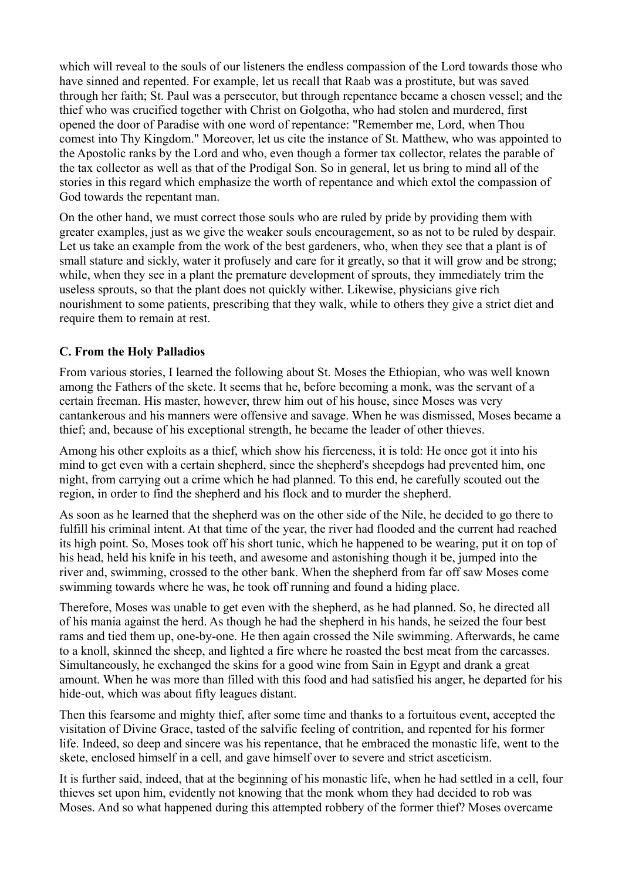which will reveal to the souls of our listeners the endless compassion of the Lord towards those who have sinned and repented. For example, let us recall that Raab was a prostitute, but was saved through her faith; St. Paul was a persecutor, but through repentance became a chosen vessel; and the thief who was crucified together with Christ on Golgotha, who had stolen and murdered, first opened the door of Paradise with one word of repentance: "Remember me, Lord, when Thou comest into Thy Kingdom." Moreover, let us cite the instance of St. Matthew, who was appointed to the Apostolic ranks by the Lord and who, even though a former tax collector, relates the parable of the tax collector as well as that of the Prodigal Son. So in general, let us bring to mind all of the stories in this regard which emphasize the worth of repentance and which extol the compassion of God towards the repentant man.

On the other hand, we must correct those souls who are ruled by pride by providing them with greater examples, just as we give the weaker souls encouragement, so as not to be ruled by despair. Let us take an example from the work of the best gardeners, who, when they see that a plant is of small stature and sickly, water it profusely and care for it greatly, so that it will grow and be strong; while, when they see in a plant the premature development of sprouts, they immediately trim the useless sprouts, so that the plant does not quickly wither. Likewise, physicians give rich nourishment to some patients, prescribing that they walk, while to others they give a strict diet and require them to remain at rest.

### C. From the Holy Palladios

From various stories, I learned the following about St. Moses the Ethiopian, who was well known among the Fathers of the skete. It seems that he, before becoming a monk, was the servant of a certain freeman. His master, however, threw him out of his house, since Moses was very cantankerous and his manners were offensive and savage. When he was dismissed, Moses became a thief; and, because of his exceptional strength, he became the leader of other thieves.

Among his other exploits as a thief, which show his fierceness, it is told: He once got it into his mind to get even with a certain shepherd, since the shepherd's sheepdogs had prevented him, one night, from carrying out a crime which he had planned. To this end, he carefully scouted out the region, in order to find the shepherd and his flock and to murder the shepherd.

As soon as he learned that the shepherd was on the other side of the Nile, he decided to go there to fulfill his criminal intent. At that time of the year, the river had flooded and the current had reached its high point. So, Moses took off his short tunic, which he happened to be wearing, put it on top of his head, held his knife in his teeth, and awesome and astonishing though it be, jumped into the river and, swimming, crossed to the other bank. When the shepherd from far off saw Moses come swimming towards where he was, he took off running and found a hiding place.

Therefore, Moses was unable to get even with the shepherd, as he had planned. So, he directed all of his mania against the herd. As though he had the shepherd in his hands, he seized the four best rams and tied them up, one-by-one. He then again crossed the Nile swimming. Afterwards, he came to a knoll, skinned the sheep, and lighted a fire where he roasted the best meat from the carcasses. Simultaneously, he exchanged the skins for a good wine from Sain in Egypt and drank a great amount. When he was more than filled with this food and had satisfied his anger, he departed for his hide-out, which was about fifty leagues distant.

Then this fearsome and mighty thief, after some time and thanks to a fortuitous event, accepted the visitation of Divine Grace, tasted of the salvific feeling of contrition, and repented for his former life. Indeed, so deep and sincere was his repentance, that he embraced the monastic life, went to the skete, enclosed himself in a cell, and gave himself over to severe and strict asceticism.

It is further said, indeed, that at the beginning of his monastic life, when he had settled in a cell, four thieves set upon him, evidently not knowing that the monk whom they had decided to rob was Moses. And so what happened during this attempted robbery of the former thief? Moses overcame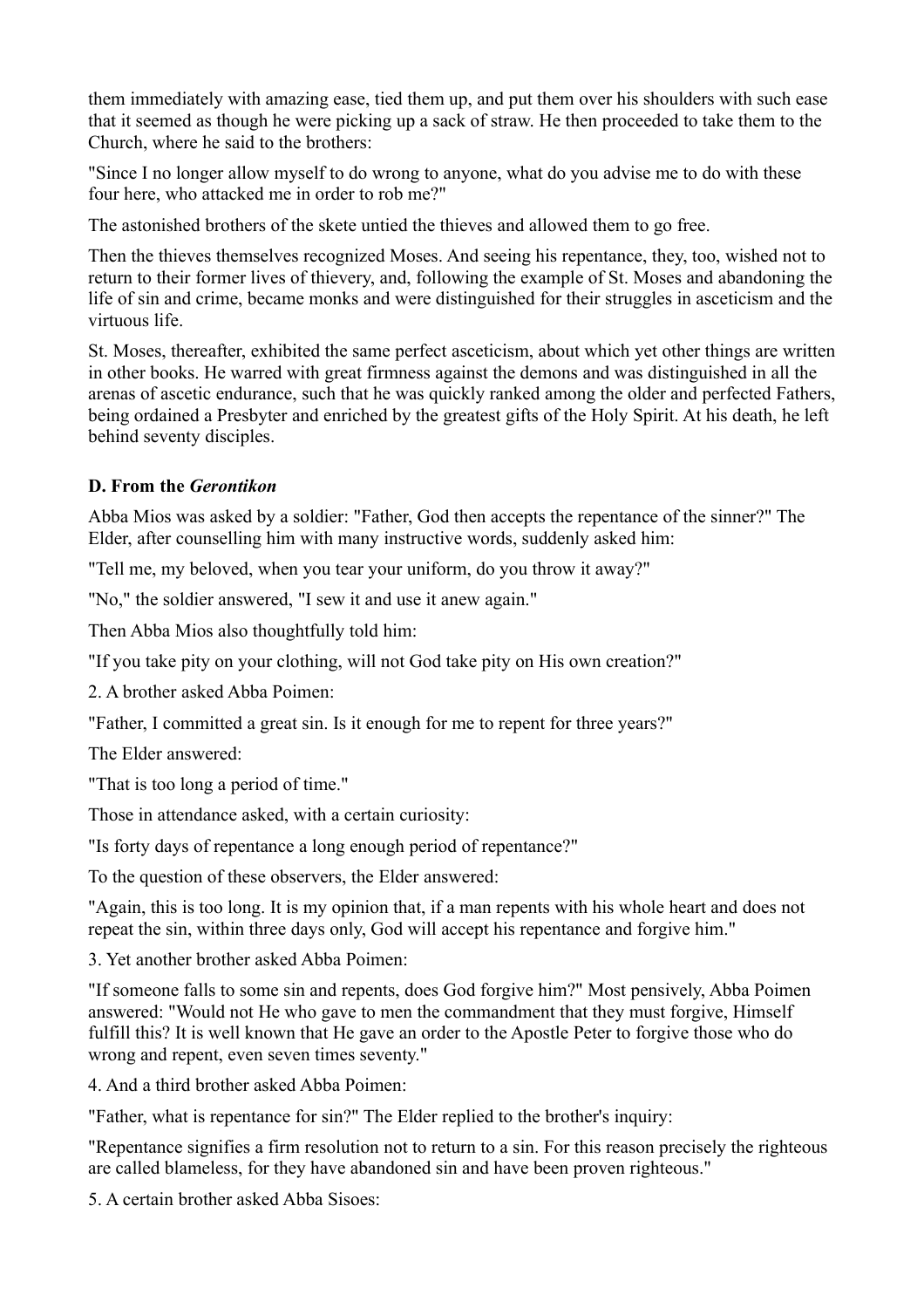them immediately with amazing ease, tied them up, and put them over his shoulders with such ease that it seemed as though he were picking up a sack of straw. He then proceeded to take them to the Church, where he said to the brothers:

"Since I no longer allow myself to do wrong to anyone, what do you advise me to do with these four here, who attacked me in order to rob me?"

The astonished brothers of the skete untied the thieves and allowed them to go free.

Then the thieves themselves recognized Moses. And seeing his repentance, they, too, wished not to return to their former lives of thievery, and, following the example of St. Moses and abandoning the life of sin and crime, became monks and were distinguished for their struggles in asceticism and the virtuous life.

St. Moses, thereafter, exhibited the same perfect asceticism, about which yet other things are written in other books. He warred with great firmness against the demons and was distinguished in all the arenas of ascetic endurance, such that he was quickly ranked among the older and perfected Fathers, being ordained a Presbyter and enriched by the greatest gifts of the Holy Spirit. At his death, he left behind seventy disciples.

### D. From the *Gerontikon*

Abba Mios was asked by a soldier: "Father, God then accepts the repentance of the sinner?" The Elder, after counselling him with many instructive words, suddenly asked him:

"Tell me, my beloved, when you tear your uniform, do you throw it away?"

"No," the soldier answered, "I sew it and use it anew again."

Then Abba Mios also thoughtfully told him:

"If you take pity on your clothing, will not God take pity on His own creation?"

2. A brother asked Abba Poimen:

"Father, I committed a great sin. Is it enough for me to repent for three years?"

The Elder answered:

"That is too long a period of time."

Those in attendance asked, with a certain curiosity:

"Is forty days of repentance a long enough period of repentance?"

To the question of these observers, the Elder answered:

"Again, this is too long. It is my opinion that, if a man repents with his whole heart and does not repeat the sin, within three days only, God will accept his repentance and forgive him."

3. Yet another brother asked Abba Poimen:

"If someone falls to some sin and repents, does God forgive him?" Most pensively, Abba Poimen answered: "Would not He who gave to men the commandment that they must forgive, Himself fulfill this? It is well known that He gave an order to the Apostle Peter to forgive those who do wrong and repent, even seven times seventy."

4. And a third brother asked Abba Poimen:

"Father, what is repentance for sin?" The Elder replied to the brother's inquiry:

"Repentance signifies a firm resolution not to return to a sin. For this reason precisely the righteous are called blameless, for they have abandoned sin and have been proven righteous."

5. A certain brother asked Abba Sisoes: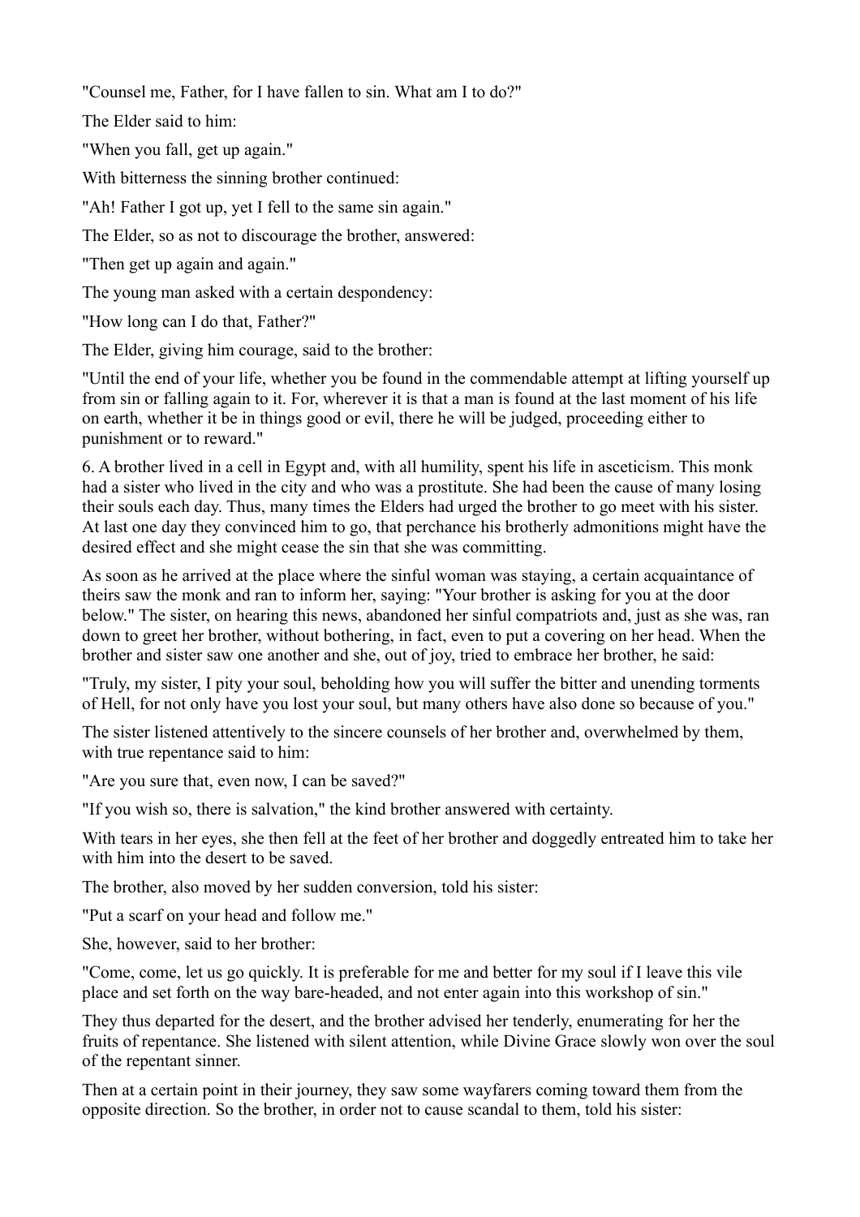"Counsel me, Father, for I have fallen to sin. What am I to do?"

The Elder said to him:

"When you fall, get up again."

With bitterness the sinning brother continued:

"Ah! Father I got up, yet I fell to the same sin again."

The Elder, so as not to discourage the brother, answered:

"Then get up again and again."

The young man asked with a certain despondency:

"How long can I do that, Father?"

The Elder, giving him courage, said to the brother:

"Until the end of your life, whether you be found in the commendable attempt at lifting yourself up from sin or falling again to it. For, wherever it is that a man is found at the last moment of his life on earth, whether it be in things good or evil, there he will be judged, proceeding either to punishment or to reward."

6. A brother lived in a cell in Egypt and, with all humility, spent his life in asceticism. This monk had a sister who lived in the city and who was a prostitute. She had been the cause of many losing their souls each day. Thus, many times the Elders had urged the brother to go meet with his sister. At last one day they convinced him to go, that perchance his brotherly admonitions might have the desired effect and she might cease the sin that she was committing.

As soon as he arrived at the place where the sinful woman was staying, a certain acquaintance of theirs saw the monk and ran to inform her, saying: "Your brother is asking for you at the door below." The sister, on hearing this news, abandoned her sinful compatriots and, just as she was, ran down to greet her brother, without bothering, in fact, even to put a covering on her head. When the brother and sister saw one another and she, out of joy, tried to embrace her brother, he said:

"Truly, my sister, I pity your soul, beholding how you will suffer the bitter and unending torments of Hell, for not only have you lost your soul, but many others have also done so because of you."

The sister listened attentively to the sincere counsels of her brother and, overwhelmed by them, with true repentance said to him:

"Are you sure that, even now, I can be saved?"

"If you wish so, there is salvation," the kind brother answered with certainty.

With tears in her eyes, she then fell at the feet of her brother and doggedly entreated him to take her with him into the desert to be saved.

The brother, also moved by her sudden conversion, told his sister:

"Put a scarf on your head and follow me."

She, however, said to her brother:

"Come, come, let us go quickly. It is preferable for me and better for my soul if I leave this vile place and set forth on the way bare-headed, and not enter again into this workshop of sin."

They thus departed for the desert, and the brother advised her tenderly, enumerating for her the fruits of repentance. She listened with silent attention, while Divine Grace slowly won over the soul of the repentant sinner.

Then at a certain point in their journey, they saw some wayfarers coming toward them from the opposite direction. So the brother, in order not to cause scandal to them, told his sister: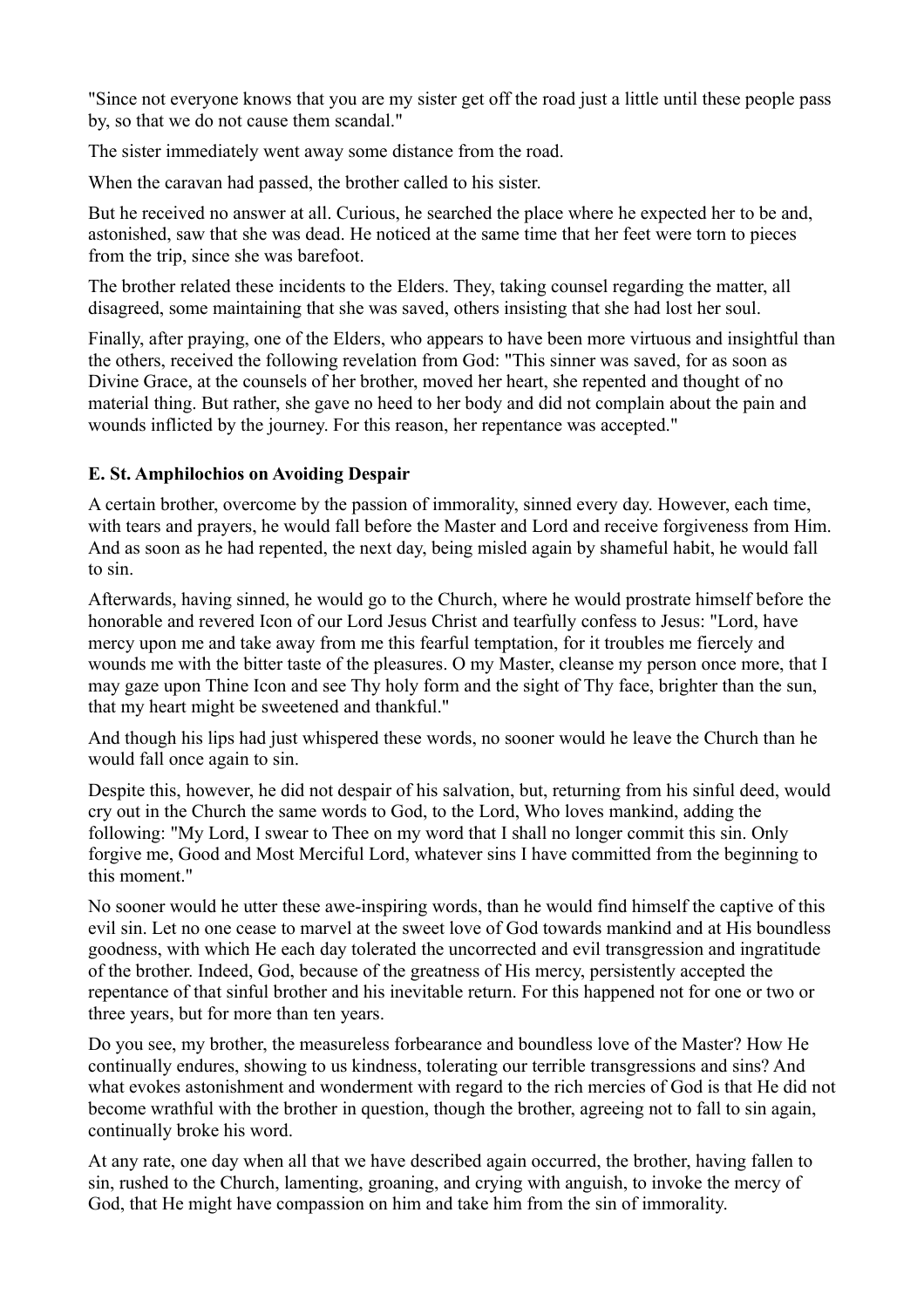"Since not everyone knows that you are my sister get off the road just a little until these people pass by, so that we do not cause them scandal."

The sister immediately went away some distance from the road.

When the caravan had passed, the brother called to his sister.

But he received no answer at all. Curious, he searched the place where he expected her to be and, astonished, saw that she was dead. He noticed at the same time that her feet were torn to pieces from the trip, since she was barefoot.

The brother related these incidents to the Elders. They, taking counsel regarding the matter, all disagreed, some maintaining that she was saved, others insisting that she had lost her soul.

Finally, after praying, one of the Elders, who appears to have been more virtuous and insightful than the others, received the following revelation from God: "This sinner was saved, for as soon as Divine Grace, at the counsels of her brother, moved her heart, she repented and thought of no material thing. But rather, she gave no heed to her body and did not complain about the pain and wounds inflicted by the journey. For this reason, her repentance was accepted."

### E. St. Amphilochios on Avoiding Despair

A certain brother, overcome by the passion of immorality, sinned every day. However, each time, with tears and prayers, he would fall before the Master and Lord and receive forgiveness from Him. And as soon as he had repented, the next day, being misled again by shameful habit, he would fall to sin.

Afterwards, having sinned, he would go to the Church, where he would prostrate himself before the honorable and revered Icon of our Lord Jesus Christ and tearfully confess to Jesus: "Lord, have mercy upon me and take away from me this fearful temptation, for it troubles me fiercely and wounds me with the bitter taste of the pleasures. O my Master, cleanse my person once more, that I may gaze upon Thine Icon and see Thy holy form and the sight of Thy face, brighter than the sun, that my heart might be sweetened and thankful."

And though his lips had just whispered these words, no sooner would he leave the Church than he would fall once again to sin.

Despite this, however, he did not despair of his salvation, but, returning from his sinful deed, would cry out in the Church the same words to God, to the Lord, Who loves mankind, adding the following: "My Lord, I swear to Thee on my word that I shall no longer commit this sin. Only forgive me, Good and Most Merciful Lord, whatever sins I have committed from the beginning to this moment."

No sooner would he utter these awe-inspiring words, than he would find himself the captive of this evil sin. Let no one cease to marvel at the sweet love of God towards mankind and at His boundless goodness, with which He each day tolerated the uncorrected and evil transgression and ingratitude of the brother. Indeed, God, because of the greatness of His mercy, persistently accepted the repentance of that sinful brother and his inevitable return. For this happened not for one or two or three years, but for more than ten years.

Do you see, my brother, the measureless forbearance and boundless love of the Master? How He continually endures, showing to us kindness, tolerating our terrible transgressions and sins? And what evokes astonishment and wonderment with regard to the rich mercies of God is that He did not become wrathful with the brother in question, though the brother, agreeing not to fall to sin again, continually broke his word.

At any rate, one day when all that we have described again occurred, the brother, having fallen to sin, rushed to the Church, lamenting, groaning, and crying with anguish, to invoke the mercy of God, that He might have compassion on him and take him from the sin of immorality.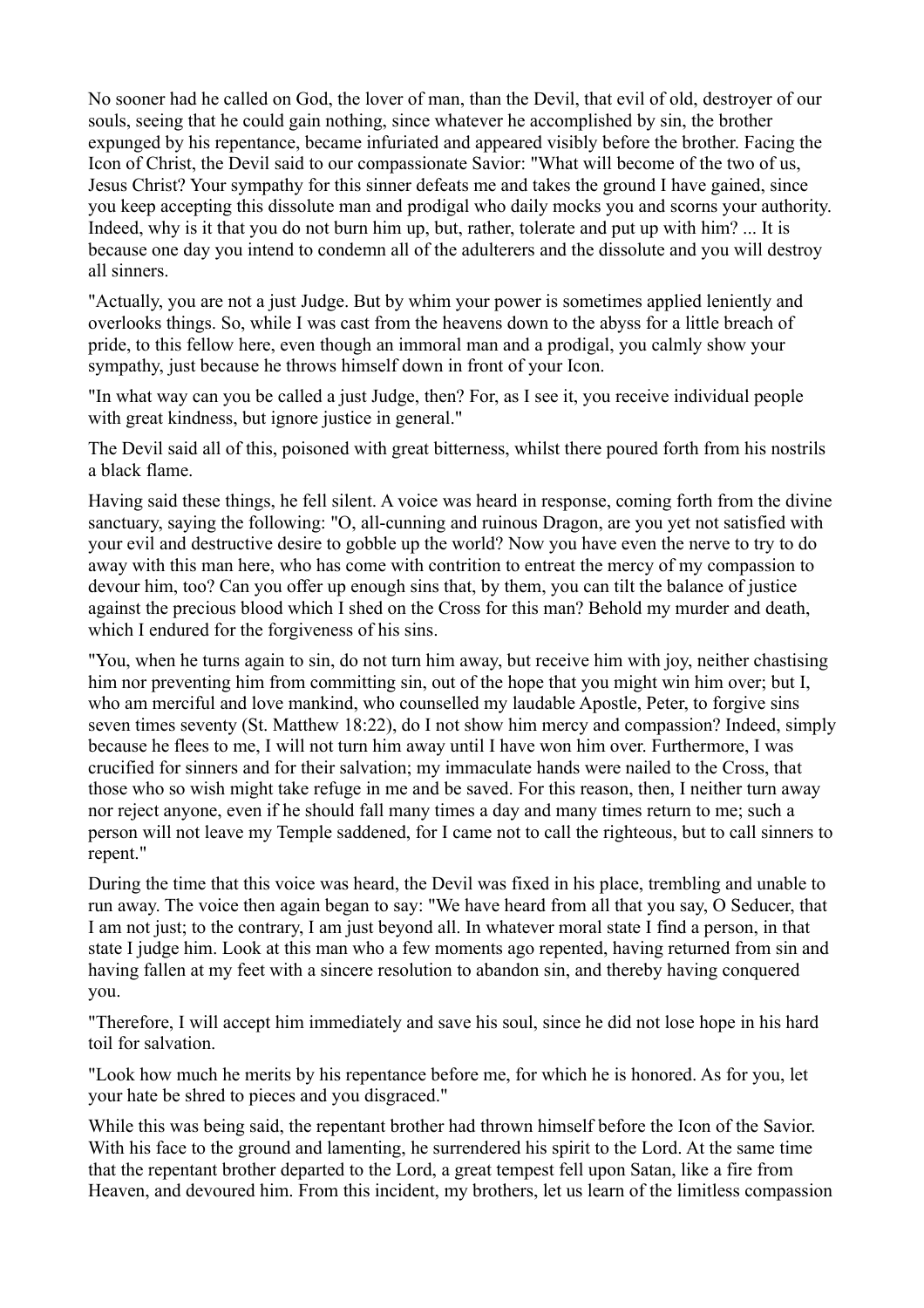No sooner had he called on God, the lover of man, than the Devil, that evil of old, destroyer of our souls, seeing that he could gain nothing, since whatever he accomplished by sin, the brother expunged by his repentance, became infuriated and appeared visibly before the brother. Facing the Icon of Christ, the Devil said to our compassionate Savior: "What will become of the two of us, Jesus Christ? Your sympathy for this sinner defeats me and takes the ground I have gained, since you keep accepting this dissolute man and prodigal who daily mocks you and scorns your authority. Indeed, why is it that you do not burn him up, but, rather, tolerate and put up with him? ... It is because one day you intend to condemn all of the adulterers and the dissolute and you will destroy all sinners.

"Actually, you are not a just Judge. But by whim your power is sometimes applied leniently and overlooks things. So, while I was cast from the heavens down to the abyss for a little breach of pride, to this fellow here, even though an immoral man and a prodigal, you calmly show your sympathy, just because he throws himself down in front of your Icon.

"In what way can you be called a just Judge, then? For, as I see it, you receive individual people with great kindness, but ignore justice in general."

The Devil said all of this, poisoned with great bitterness, whilst there poured forth from his nostrils a black flame.

Having said these things, he fell silent. A voice was heard in response, coming forth from the divine sanctuary, saying the following: "O, all-cunning and ruinous Dragon, are you yet not satisfied with your evil and destructive desire to gobble up the world? Now you have even the nerve to try to do away with this man here, who has come with contrition to entreat the mercy of my compassion to devour him, too? Can you offer up enough sins that, by them, you can tilt the balance of justice against the precious blood which I shed on the Cross for this man? Behold my murder and death, which I endured for the forgiveness of his sins.

"You, when he turns again to sin, do not turn him away, but receive him with joy, neither chastising him nor preventing him from committing sin, out of the hope that you might win him over; but I, who am merciful and love mankind, who counselled my laudable Apostle, Peter, to forgive sins seven times seventy (St. Matthew 18:22), do I not show him mercy and compassion? Indeed, simply because he flees to me, I will not turn him away until I have won him over. Furthermore, I was crucified for sinners and for their salvation; my immaculate hands were nailed to the Cross, that those who so wish might take refuge in me and be saved. For this reason, then, I neither turn away nor reject anyone, even if he should fall many times a day and many times return to me; such a person will not leave my Temple saddened, for I came not to call the righteous, but to call sinners to repent."

During the time that this voice was heard, the Devil was fixed in his place, trembling and unable to run away. The voice then again began to say: "We have heard from all that you say, O Seducer, that I am not just; to the contrary, I am just beyond all. In whatever moral state I find a person, in that state I judge him. Look at this man who a few moments ago repented, having returned from sin and having fallen at my feet with a sincere resolution to abandon sin, and thereby having conquered you.

"Therefore, I will accept him immediately and save his soul, since he did not lose hope in his hard toil for salvation.

"Look how much he merits by his repentance before me, for which he is honored. As for you, let your hate be shred to pieces and you disgraced."

While this was being said, the repentant brother had thrown himself before the Icon of the Savior. With his face to the ground and lamenting, he surrendered his spirit to the Lord. At the same time that the repentant brother departed to the Lord, a great tempest fell upon Satan, like a fire from Heaven, and devoured him. From this incident, my brothers, let us learn of the limitless compassion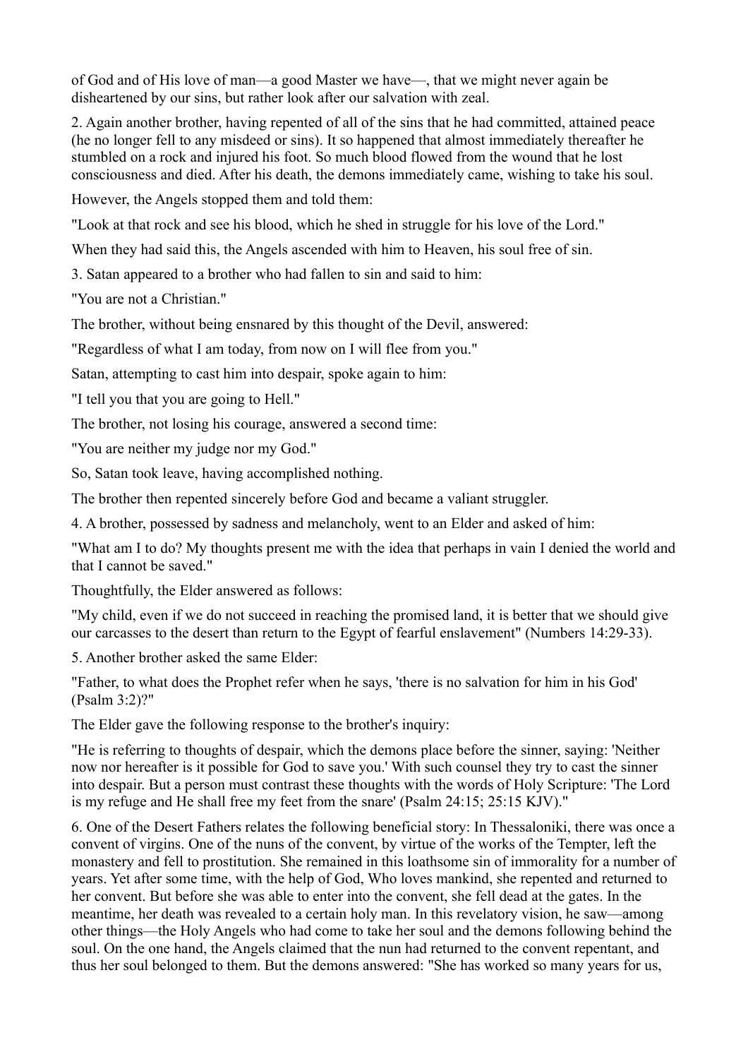of God and of His love of man—a good Master we have—, that we might never again be disheartened by our sins, but rather look after our salvation with zeal.

2. Again another brother, having repented of all of the sins that he had committed, attained peace (he no longer fell to any misdeed or sins). It so happened that almost immediately thereafter he stumbled on a rock and injured his foot. So much blood flowed from the wound that he lost consciousness and died. After his death, the demons immediately came, wishing to take his soul.

However, the Angels stopped them and told them:

"Look at that rock and see his blood, which he shed in struggle for his love of the Lord."

When they had said this, the Angels ascended with him to Heaven, his soul free of sin.

3. Satan appeared to a brother who had fallen to sin and said to him:

"You are not a Christian."

The brother, without being ensnared by this thought of the Devil, answered:

"Regardless of what I am today, from now on I will flee from you."

Satan, attempting to cast him into despair, spoke again to him:

"I tell you that you are going to Hell."

The brother, not losing his courage, answered a second time:

"You are neither my judge nor my God."

So, Satan took leave, having accomplished nothing.

The brother then repented sincerely before God and became a valiant struggler.

4. A brother, possessed by sadness and melancholy, went to an Elder and asked of him:

"What am I to do? My thoughts present me with the idea that perhaps in vain I denied the world and that I cannot be saved."

Thoughtfully, the Elder answered as follows:

"My child, even if we do not succeed in reaching the promised land, it is better that we should give our carcasses to the desert than return to the Egypt of fearful enslavement" (Numbers 14:29-33).

5. Another brother asked the same Elder:

"Father, to what does the Prophet refer when he says, 'there is no salvation for him in his God' (Psalm 3:2)?"

The Elder gave the following response to the brother's inquiry:

"He is referring to thoughts of despair, which the demons place before the sinner, saying: 'Neither now nor hereafter is it possible for God to save you.' With such counsel they try to cast the sinner into despair. But a person must contrast these thoughts with the words of Holy Scripture: 'The Lord is my refuge and He shall free my feet from the snare' (Psalm 24:15; 25:15 KJV)."

6. One of the Desert Fathers relates the following beneficial story: In Thessaloniki, there was once a convent of virgins. One of the nuns of the convent, by virtue of the works of the Tempter, left the monastery and fell to prostitution. She remained in this loathsome sin of immorality for a number of years. Yet after some time, with the help of God, Who loves mankind, she repented and returned to her convent. But before she was able to enter into the convent, she fell dead at the gates. In the meantime, her death was revealed to a certain holy man. In this revelatory vision, he saw—among other things—the Holy Angels who had come to take her soul and the demons following behind the soul. On the one hand, the Angels claimed that the nun had returned to the convent repentant, and thus her soul belonged to them. But the demons answered: "She has worked so many years for us,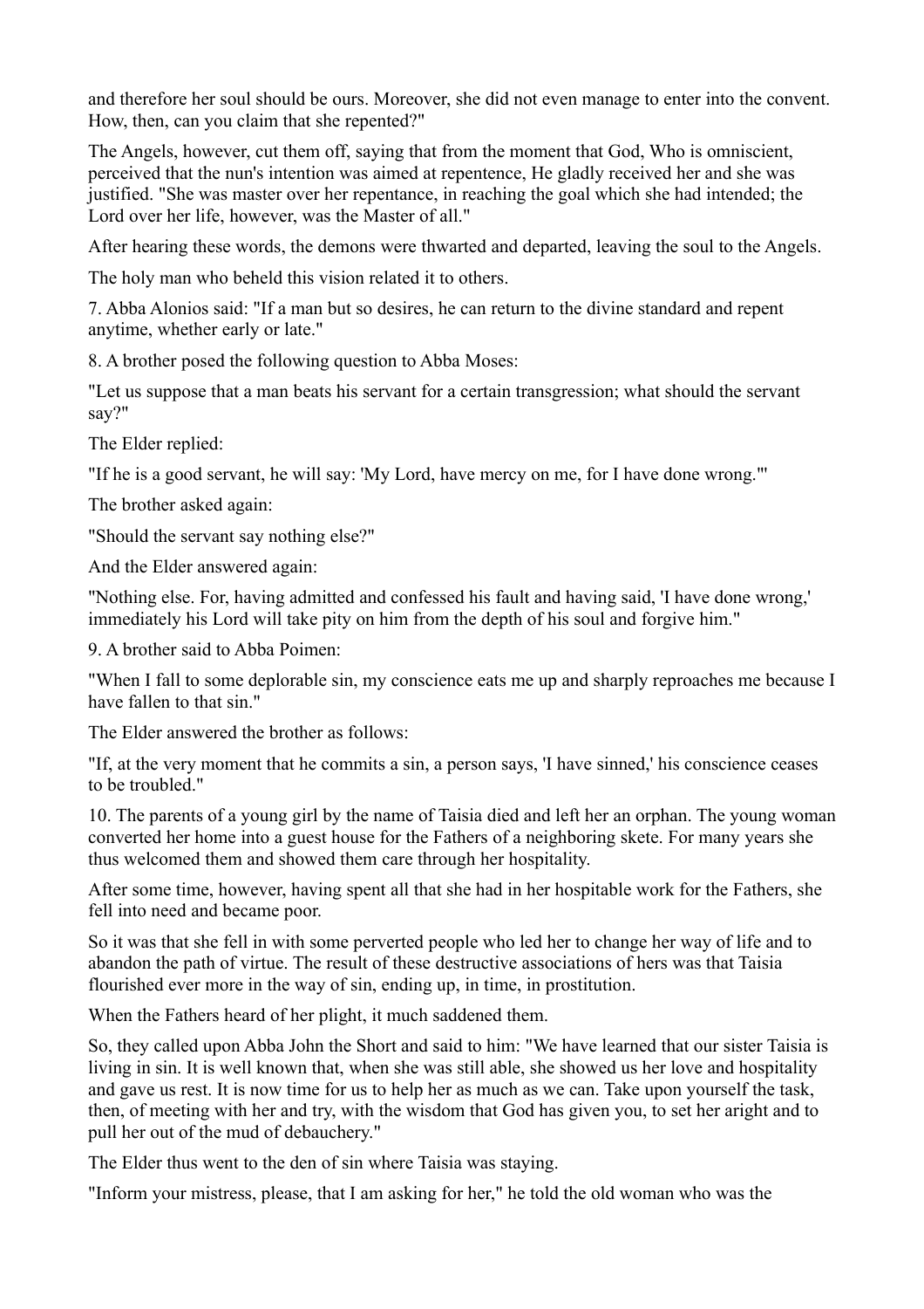and therefore her soul should be ours. Moreover, she did not even manage to enter into the convent. How, then, can you claim that she repented?"

The Angels, however, cut them off, saying that from the moment that God, Who is omniscient, perceived that the nun's intention was aimed at repentence, He gladly received her and she was justified. "She was master over her repentance, in reaching the goal which she had intended; the Lord over her life, however, was the Master of all."

After hearing these words, the demons were thwarted and departed, leaving the soul to the Angels.

The holy man who beheld this vision related it to others.

7. Abba Alonios said: "If a man but so desires, he can return to the divine standard and repent anytime, whether early or late."

8. A brother posed the following question to Abba Moses:

"Let us suppose that a man beats his servant for a certain transgression; what should the servant say?"

The Elder replied:

"If he is a good servant, he will say: 'My Lord, have mercy on me, for I have done wrong.'"

The brother asked again:

"Should the servant say nothing else?"

And the Elder answered again:

"Nothing else. For, having admitted and confessed his fault and having said, 'I have done wrong,' immediately his Lord will take pity on him from the depth of his soul and forgive him."

9. A brother said to Abba Poimen:

"When I fall to some deplorable sin, my conscience eats me up and sharply reproaches me because I have fallen to that sin."

The Elder answered the brother as follows:

"If, at the very moment that he commits a sin, a person says, 'I have sinned,' his conscience ceases to be troubled."

10. The parents of a young girl by the name of Taisia died and left her an orphan. The young woman converted her home into a guest house for the Fathers of a neighboring skete. For many years she thus welcomed them and showed them care through her hospitality.

After some time, however, having spent all that she had in her hospitable work for the Fathers, she fell into need and became poor.

So it was that she fell in with some perverted people who led her to change her way of life and to abandon the path of virtue. The result of these destructive associations of hers was that Taisia flourished ever more in the way of sin, ending up, in time, in prostitution.

When the Fathers heard of her plight, it much saddened them.

So, they called upon Abba John the Short and said to him: "We have learned that our sister Taisia is living in sin. It is well known that, when she was still able, she showed us her love and hospitality and gave us rest. It is now time for us to help her as much as we can. Take upon yourself the task, then, of meeting with her and try, with the wisdom that God has given you, to set her aright and to pull her out of the mud of debauchery."

The Elder thus went to the den of sin where Taisia was staying.

"Inform your mistress, please, that I am asking for her," he told the old woman who was the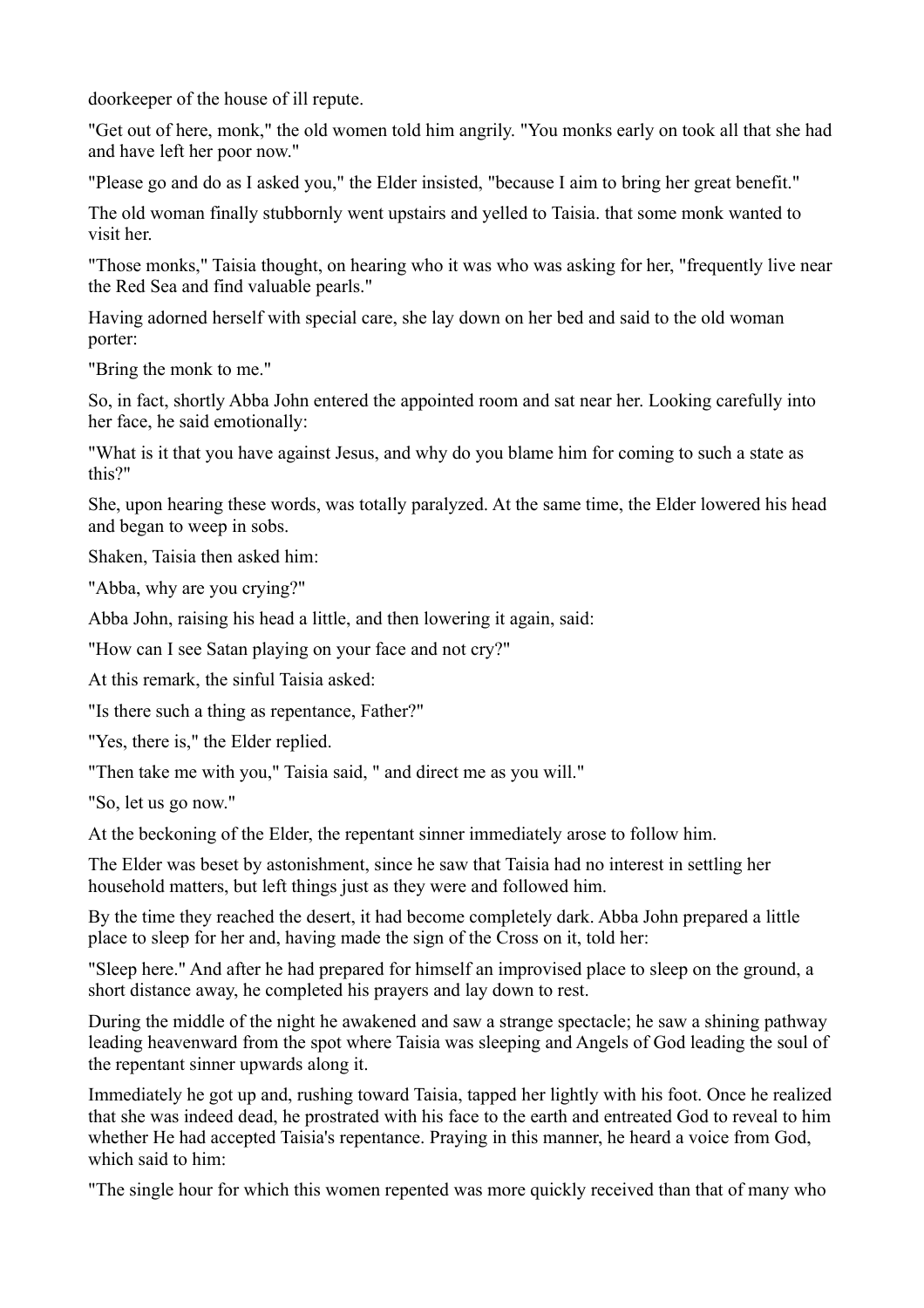doorkeeper of the house of ill repute.

"Get out of here, monk," the old women told him angrily. "You monks early on took all that she had and have left her poor now."

"Please go and do as I asked you," the Elder insisted, "because I aim to bring her great benefit."

The old woman finally stubbornly went upstairs and yelled to Taisia. that some monk wanted to visit her.

"Those monks," Taisia thought, on hearing who it was who was asking for her, "frequently live near the Red Sea and find valuable pearls."

Having adorned herself with special care, she lay down on her bed and said to the old woman porter:

"Bring the monk to me."

So, in fact, shortly Abba John entered the appointed room and sat near her. Looking carefully into her face, he said emotionally:

"What is it that you have against Jesus, and why do you blame him for coming to such a state as this?"

She, upon hearing these words, was totally paralyzed. At the same time, the Elder lowered his head and began to weep in sobs.

Shaken, Taisia then asked him:

"Abba, why are you crying?"

Abba John, raising his head a little, and then lowering it again, said:

"How can I see Satan playing on your face and not cry?"

At this remark, the sinful Taisia asked:

"Is there such a thing as repentance, Father?"

"Yes, there is," the Elder replied.

"Then take me with you," Taisia said, " and direct me as you will."

"So, let us go now."

At the beckoning of the Elder, the repentant sinner immediately arose to follow him.

The Elder was beset by astonishment, since he saw that Taisia had no interest in settling her household matters, but left things just as they were and followed him.

By the time they reached the desert, it had become completely dark. Abba John prepared a little place to sleep for her and, having made the sign of the Cross on it, told her:

"Sleep here." And after he had prepared for himself an improvised place to sleep on the ground, a short distance away, he completed his prayers and lay down to rest.

During the middle of the night he awakened and saw a strange spectacle; he saw a shining pathway leading heavenward from the spot where Taisia was sleeping and Angels of God leading the soul of the repentant sinner upwards along it.

Immediately he got up and, rushing toward Taisia, tapped her lightly with his foot. Once he realized that she was indeed dead, he prostrated with his face to the earth and entreated God to reveal to him whether He had accepted Taisia's repentance. Praying in this manner, he heard a voice from God, which said to him:

"The single hour for which this women repented was more quickly received than that of many who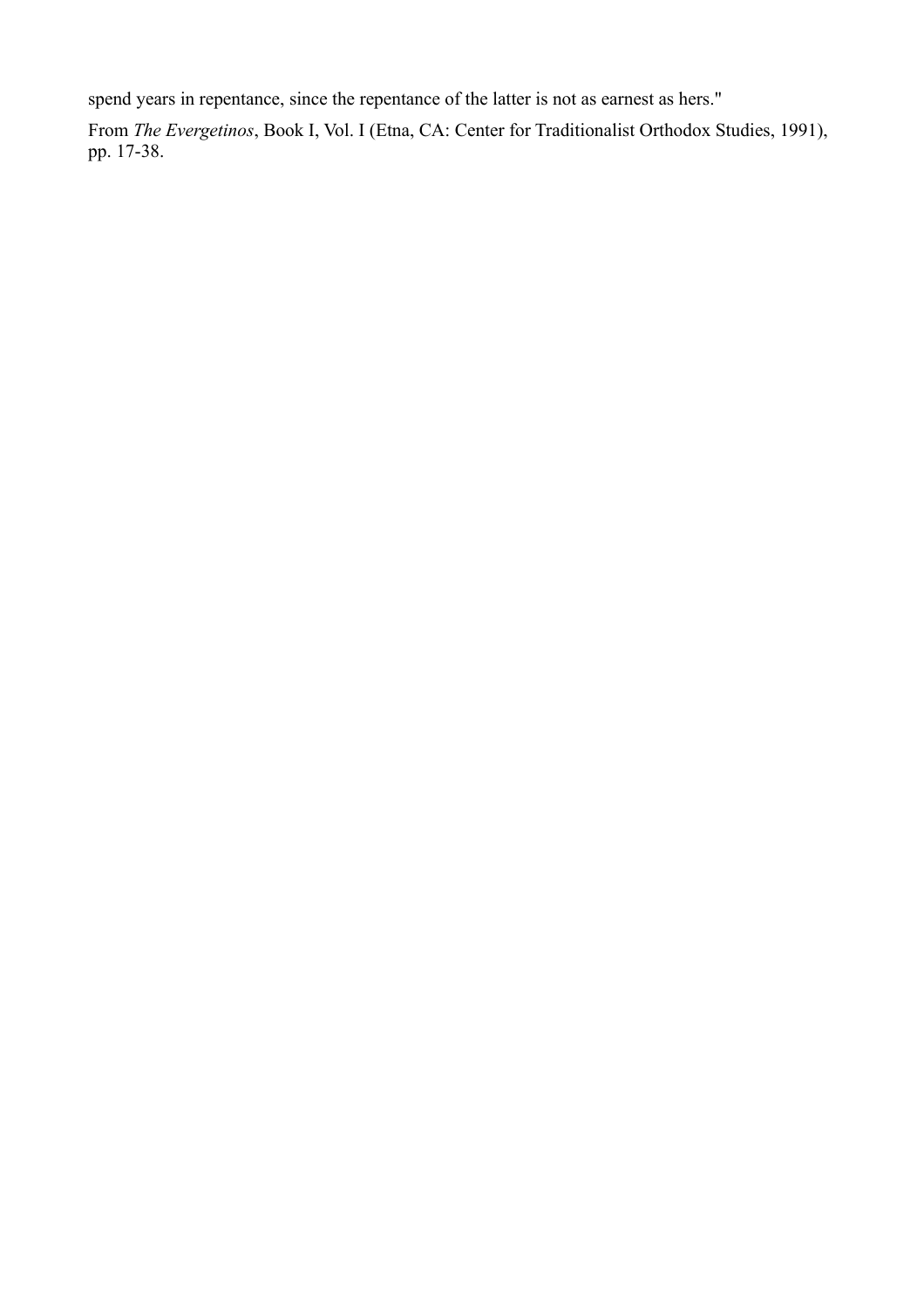spend years in repentance, since the repentance of the latter is not as earnest as hers."

From *The Evergetinos*, Book I, Vol. I (Etna, CA: Center for Traditionalist Orthodox Studies, 1991), pp. 17-38.